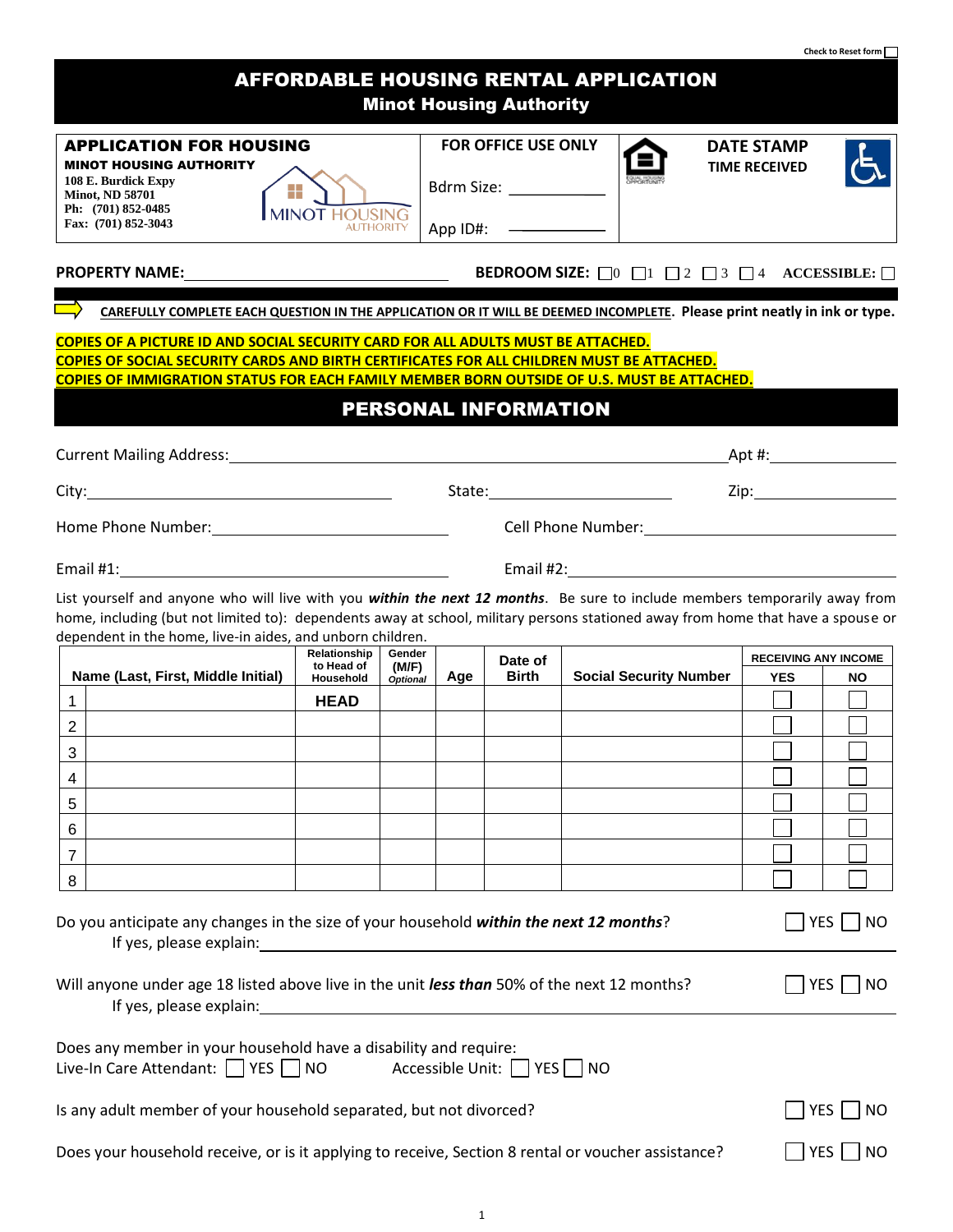Check to Reset form ☐

# AFFORDABLE HOUSING RENTAL APPLICATION

## Minot Housing Authority

**APPLICATION FOR HOUSING**
**MINOT HOUSING AUTHORITY**
108 E. Burdick Expy
Minot, ND 58701
Ph: (701) 852-0485
Fax: (701) 852-3043

MINOT HOUSING AUTHORITY

**FOR OFFICE USE ONLY**

Bdrm Size: ____________

App ID#: ____________

**DATE STAMP**
**TIME RECEIVED**

**PROPERTY NAME:** ______________________________ **BEDROOM SIZE:** ☐0 ☐1 ☐2 ☐3 ☐4 **ACCESSIBLE:** ☐

**CAREFULLY COMPLETE EACH QUESTION IN THE APPLICATION OR IT WILL BE DEEMED INCOMPLETE. Please print neatly in ink or type.**

**COPIES OF A PICTURE ID AND SOCIAL SECURITY CARD FOR ALL ADULTS MUST BE ATTACHED.**
**COPIES OF SOCIAL SECURITY CARDS AND BIRTH CERTIFICATES FOR ALL CHILDREN MUST BE ATTACHED.**
**COPIES OF IMMIGRATION STATUS FOR EACH FAMILY MEMBER BORN OUTSIDE OF U.S. MUST BE ATTACHED.**

## PERSONAL INFORMATION

Current Mailing Address: ______________________________ Apt #: __________

City: ______________________ State: ______________ Zip: __________

Home Phone Number: ______________________ Cell Phone Number: ______________________

Email #1: ______________________ Email #2: ______________________

List yourself and anyone who will live with you ***within the next 12 months***. Be sure to include members temporarily away from home, including (but not limited to): dependents away at school, military persons stationed away from home that have a spouse or dependent in the home, live-in aides, and unborn children.

| | Name (Last, First, Middle Initial) | Relationship to Head of Household | Gender (M/F) *Optional* | Age | Date of Birth | Social Security Number | RECEIVING ANY INCOME | |
|---|---|---|---|---|---|---|---|---|
| | | | | | | | YES | NO |
| 1 | | HEAD | | | | | ☐ | ☐ |
| 2 | | | | | | | ☐ | ☐ |
| 3 | | | | | | | ☐ | ☐ |
| 4 | | | | | | | ☐ | ☐ |
| 5 | | | | | | | ☐ | ☐ |
| 6 | | | | | | | ☐ | ☐ |
| 7 | | | | | | | ☐ | ☐ |
| 8 | | | | | | | ☐ | ☐ |

Do you anticipate any changes in the size of your household ***within the next 12 months***? ☐ YES ☐ NO
If yes, please explain: ______________________________

Will anyone under age 18 listed above live in the unit ***less than*** 50% of the next 12 months? ☐ YES ☐ NO
If yes, please explain: ______________________________

Does any member in your household have a disability and require:
Live-In Care Attendant: ☐ YES ☐ NO Accessible Unit: ☐ YES ☐ NO

Is any adult member of your household separated, but not divorced? ☐ YES ☐ NO

Does your household receive, or is it applying to receive, Section 8 rental or voucher assistance? ☐ YES ☐ NO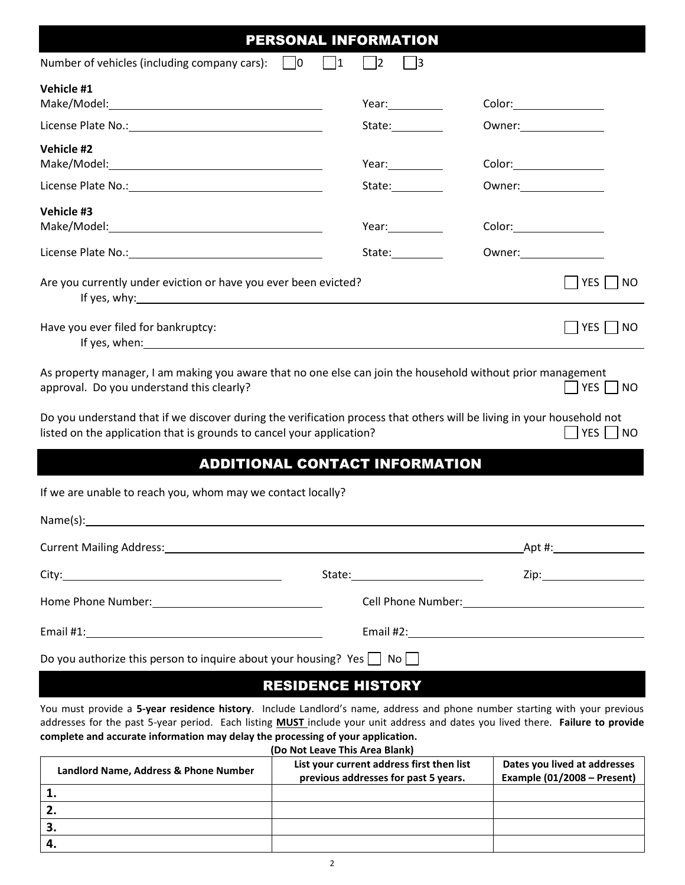## PERSONAL INFORMATION

Number of vehicles (including company cars): ☐ 0 ☐ 1 ☐ 2 ☐ 3

**Vehicle #1**

Make/Model: ______________________ Year: __________ Color: ______________

License Plate No.: ______________________ State: __________ Owner: ______________

**Vehicle #2**

Make/Model: ______________________ Year: __________ Color: ______________

License Plate No.: ______________________ State: __________ Owner: ______________

**Vehicle #3**

Make/Model: ______________________ Year: __________ Color: ______________

License Plate No.: ______________________ State: __________ Owner: ______________

Are you currently under eviction or have you ever been evicted? ☐ YES ☐ NO

If yes, why: ____________________________________________

Have you ever filed for bankruptcy: ☐ YES ☐ NO

If yes, when: ____________________________________________

As property manager, I am making you aware that no one else can join the household without prior management approval. Do you understand this clearly? ☐ YES ☐ NO

Do you understand that if we discover during the verification process that others will be living in your household not listed on the application that is grounds to cancel your application? ☐ YES ☐ NO

## ADDITIONAL CONTACT INFORMATION

If we are unable to reach you, whom may we contact locally?

Name(s): ____________________________________________

Current Mailing Address: ______________________________ Apt #: ______________

City: ______________________ State: ______________________ Zip: ______________

Home Phone Number: ______________________ Cell Phone Number: ______________________

Email #1: ______________________ Email #2: ______________________

Do you authorize this person to inquire about your housing? Yes ☐ No ☐

## RESIDENCE HISTORY

You must provide a **5-year residence history**. Include Landlord's name, address and phone number starting with your previous addresses for the past 5-year period. Each listing **MUST** include your unit address and dates you lived there. **Failure to provide complete and accurate information may delay the processing of your application.**

**(Do Not Leave This Area Blank)**

| Landlord Name, Address & Phone Number | List your current address first then list previous addresses for past 5 years. | Dates you lived at addresses Example (01/2008 – Present) |
|---|---|---|
| 1. | | |
| 2. | | |
| 3. | | |
| 4. | | |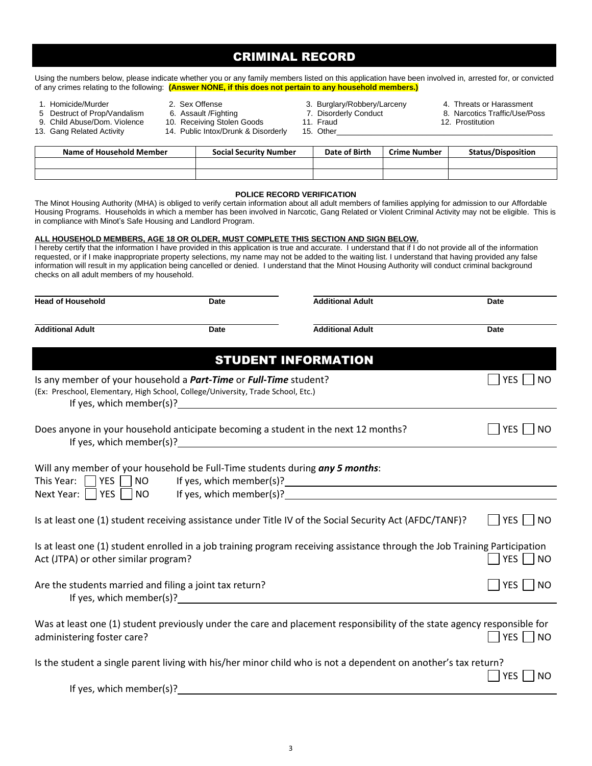## CRIMINAL RECORD

Using the numbers below, please indicate whether you or any family members listed on this application have been involved in, arrested for, or convicted of any crimes relating to the following: **(Answer NONE, if this does not pertain to any household members.)**

1. Homicide/Murder
2. Sex Offense
3. Burglary/Robbery/Larceny
4. Threats or Harassment
5. Destruct of Prop/Vandalism
6. Assault /Fighting
7. Disorderly Conduct
8. Narcotics Traffic/Use/Poss
9. Child Abuse/Dom. Violence
10. Receiving Stolen Goods
11. Fraud
12. Prostitution
13. Gang Related Activity
14. Public Intox/Drunk & Disorderly
15. Other\_\_\_\_\_\_\_\_\_\_\_\_\_\_\_\_\_\_\_\_

| Name of Household Member | Social Security Number | Date of Birth | Crime Number | Status/Disposition |
|---|---|---|---|---|
| | | | | |
| | | | | |

**POLICE RECORD VERIFICATION**

The Minot Housing Authority (MHA) is obliged to verify certain information about all adult members of families applying for admission to our Affordable Housing Programs. Households in which a member has been involved in Narcotic, Gang Related or Violent Criminal Activity may not be eligible. This is in compliance with Minot's Safe Housing and Landlord Program.

**ALL HOUSEHOLD MEMBERS, AGE 18 OR OLDER, MUST COMPLETE THIS SECTION AND SIGN BELOW.**

I hereby certify that the information I have provided in this application is true and accurate. I understand that if I do not provide all of the information requested, or if I make inappropriate property selections, my name may not be added to the waiting list. I understand that having provided any false information will result in my application being cancelled or denied. I understand that the Minot Housing Authority will conduct criminal background checks on all adult members of my household.

| **Head of Household** | **Date** | **Additional Adult** | **Date** |
|---|---|---|---|
| **Additional Adult** | **Date** | **Additional Adult** | **Date** |

## STUDENT INFORMATION

Is any member of your household a ***Part-Time*** or ***Full-Time*** student? ☐ YES ☐ NO
(Ex: Preschool, Elementary, High School, College/University, Trade School, Etc.)
If yes, which member(s)?\_\_\_\_\_\_\_\_\_\_\_\_\_\_\_\_\_\_\_\_

Does anyone in your household anticipate becoming a student in the next 12 months? ☐ YES ☐ NO
If yes, which member(s)?\_\_\_\_\_\_\_\_\_\_\_\_\_\_\_\_\_\_\_\_

Will any member of your household be Full-Time students during ***any 5 months***:
This Year: ☐ YES ☐ NO If yes, which member(s)?\_\_\_\_\_\_\_\_\_\_\_\_\_\_\_\_\_\_\_\_
Next Year: ☐ YES ☐ NO If yes, which member(s)?\_\_\_\_\_\_\_\_\_\_\_\_\_\_\_\_\_\_\_\_

Is at least one (1) student receiving assistance under Title IV of the Social Security Act (AFDC/TANF)? ☐ YES ☐ NO

Is at least one (1) student enrolled in a job training program receiving assistance through the Job Training Participation Act (JTPA) or other similar program? ☐ YES ☐ NO

Are the students married and filing a joint tax return? ☐ YES ☐ NO
If yes, which member(s)?\_\_\_\_\_\_\_\_\_\_\_\_\_\_\_\_\_\_\_\_

Was at least one (1) student previously under the care and placement responsibility of the state agency responsible for administering foster care? ☐ YES ☐ NO

Is the student a single parent living with his/her minor child who is not a dependent on another's tax return? ☐ YES ☐ NO

If yes, which member(s)?\_\_\_\_\_\_\_\_\_\_\_\_\_\_\_\_\_\_\_\_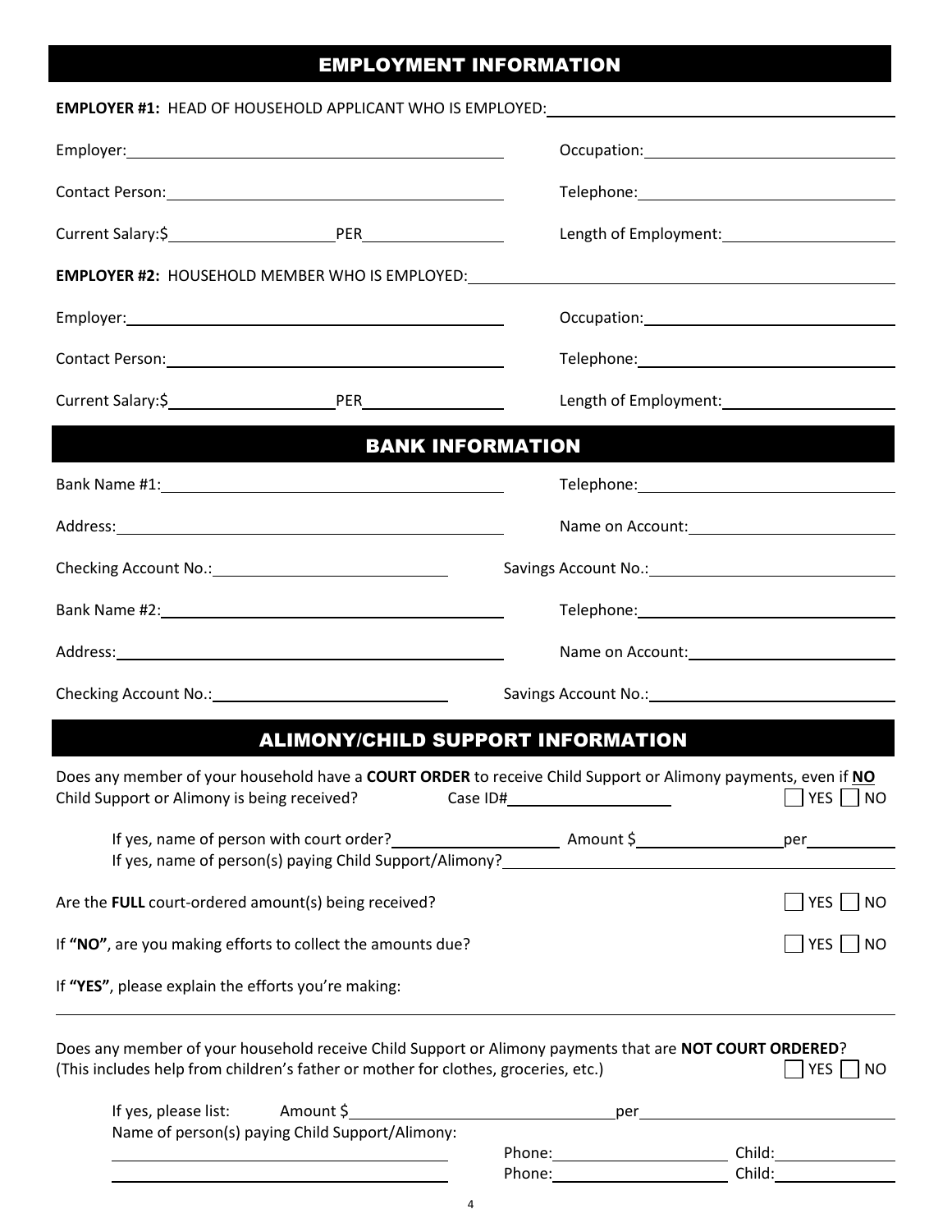## EMPLOYMENT INFORMATION

**EMPLOYER #1:** HEAD OF HOUSEHOLD APPLICANT WHO IS EMPLOYED: ______________________

Employer: ______________________ Occupation: ______________________

Contact Person: ______________________ Telephone: ______________________

Current Salary:$ ____________ PER ____________ Length of Employment: ______________________

**EMPLOYER #2:** HOUSEHOLD MEMBER WHO IS EMPLOYED: ______________________

Employer: ______________________ Occupation: ______________________

Contact Person: ______________________ Telephone: ______________________

Current Salary:$ ____________ PER ____________ Length of Employment: ______________________

## BANK INFORMATION

Bank Name #1: ______________________ Telephone: ______________________

Address: ______________________ Name on Account: ______________________

Checking Account No.: ______________________ Savings Account No.: ______________________

Bank Name #2: ______________________ Telephone: ______________________

Address: ______________________ Name on Account: ______________________

Checking Account No.: ______________________ Savings Account No.: ______________________

## ALIMONY/CHILD SUPPORT INFORMATION

Does any member of your household have a **COURT ORDER** to receive Child Support or Alimony payments, even if **NO** Child Support or Alimony is being received? Case ID# ______________ ☐ YES ☐ NO

If yes, name of person with court order? ______________ Amount $ ______________ per ______________

If yes, name of person(s) paying Child Support/Alimony? ______________________

Are the **FULL** court-ordered amount(s) being received? ☐ YES ☐ NO

If **"NO"**, are you making efforts to collect the amounts due? ☐ YES ☐ NO

If **"YES"**, please explain the efforts you're making:

______________________________________________________________________

Does any member of your household receive Child Support or Alimony payments that are **NOT COURT ORDERED**? (This includes help from children's father or mother for clothes, groceries, etc.) ☐ YES ☐ NO

If yes, please list: Amount $ ______________________ per ______________________

Name of person(s) paying Child Support/Alimony:

______________________ Phone: ______________ Child: ______________

______________________ Phone: ______________ Child: ______________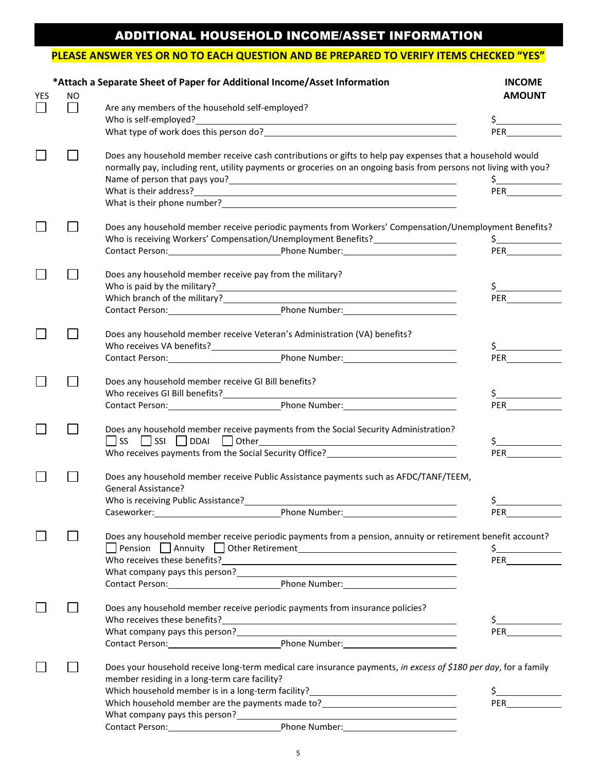# ADDITIONAL HOUSEHOLD INCOME/ASSET INFORMATION

**PLEASE ANSWER YES OR NO TO EACH QUESTION AND BE PREPARED TO VERIFY ITEMS CHECKED "YES"**

**\*Attach a Separate Sheet of Paper for Additional Income/Asset Information**

| YES | NO | | INCOME AMOUNT |
|---|---|---|---|
| ☐ | ☐ | Are any members of the household self-employed?<br>Who is self-employed?\_\_\_\_\_\_\_\_\_\_<br>What type of work does this person do?\_\_\_\_\_\_\_\_\_\_ | $\_\_\_\_\_\_<br>PER\_\_\_\_\_\_ |
| ☐ | ☐ | Does any household member receive cash contributions or gifts to help pay expenses that a household would normally pay, including rent, utility payments or groceries on an ongoing basis from persons not living with you?<br>Name of person that pays you?\_\_\_\_\_\_\_\_\_\_<br>What is their address?\_\_\_\_\_\_\_\_\_\_<br>What is their phone number?\_\_\_\_\_\_\_\_\_\_ | $\_\_\_\_\_\_<br>PER\_\_\_\_\_\_ |
| ☐ | ☐ | Does any household member receive periodic payments from Workers' Compensation/Unemployment Benefits?<br>Who is receiving Workers' Compensation/Unemployment Benefits?\_\_\_\_\_\_\_\_\_\_<br>Contact Person:\_\_\_\_\_\_\_\_\_\_ Phone Number:\_\_\_\_\_\_\_\_\_\_ | $\_\_\_\_\_\_<br>PER\_\_\_\_\_\_ |
| ☐ | ☐ | Does any household member receive pay from the military?<br>Who is paid by the military?\_\_\_\_\_\_\_\_\_\_<br>Which branch of the military?\_\_\_\_\_\_\_\_\_\_<br>Contact Person:\_\_\_\_\_\_\_\_\_\_ Phone Number:\_\_\_\_\_\_\_\_\_\_ | $\_\_\_\_\_\_<br>PER\_\_\_\_\_\_ |
| ☐ | ☐ | Does any household member receive Veteran's Administration (VA) benefits?<br>Who receives VA benefits?\_\_\_\_\_\_\_\_\_\_<br>Contact Person:\_\_\_\_\_\_\_\_\_\_ Phone Number:\_\_\_\_\_\_\_\_\_\_ | $\_\_\_\_\_\_<br>PER\_\_\_\_\_\_ |
| ☐ | ☐ | Does any household member receive GI Bill benefits?<br>Who receives GI Bill benefits?\_\_\_\_\_\_\_\_\_\_<br>Contact Person:\_\_\_\_\_\_\_\_\_\_ Phone Number:\_\_\_\_\_\_\_\_\_\_ | $\_\_\_\_\_\_<br>PER\_\_\_\_\_\_ |
| ☐ | ☐ | Does any household member receive payments from the Social Security Administration?<br>☐ SS ☐ SSI ☐ DDAI ☐ Other\_\_\_\_\_\_\_\_\_\_<br>Who receives payments from the Social Security Office?\_\_\_\_\_\_\_\_\_\_ | $\_\_\_\_\_\_<br>PER\_\_\_\_\_\_ |
| ☐ | ☐ | Does any household member receive Public Assistance payments such as AFDC/TANF/TEEM, General Assistance?<br>Who is receiving Public Assistance?\_\_\_\_\_\_\_\_\_\_<br>Caseworker:\_\_\_\_\_\_\_\_\_\_ Phone Number:\_\_\_\_\_\_\_\_\_\_ | $\_\_\_\_\_\_<br>PER\_\_\_\_\_\_ |
| ☐ | ☐ | Does any household member receive periodic payments from a pension, annuity or retirement benefit account?<br>☐ Pension ☐ Annuity ☐ Other Retirement\_\_\_\_\_\_\_\_\_\_<br>Who receives these benefits?\_\_\_\_\_\_\_\_\_\_<br>What company pays this person?\_\_\_\_\_\_\_\_\_\_<br>Contact Person:\_\_\_\_\_\_\_\_\_\_ Phone Number:\_\_\_\_\_\_\_\_\_\_ | $\_\_\_\_\_\_<br>PER\_\_\_\_\_\_ |
| ☐ | ☐ | Does any household member receive periodic payments from insurance policies?<br>Who receives these benefits?\_\_\_\_\_\_\_\_\_\_<br>What company pays this person?\_\_\_\_\_\_\_\_\_\_<br>Contact Person:\_\_\_\_\_\_\_\_\_\_ Phone Number:\_\_\_\_\_\_\_\_\_\_ | $\_\_\_\_\_\_<br>PER\_\_\_\_\_\_ |
| ☐ | ☐ | Does your household receive long-term medical care insurance payments, *in excess of $180 per day*, for a family member residing in a long-term care facility?<br>Which household member is in a long-term facility?\_\_\_\_\_\_\_\_\_\_<br>Which household member are the payments made to?\_\_\_\_\_\_\_\_\_\_<br>What company pays this person?\_\_\_\_\_\_\_\_\_\_<br>Contact Person:\_\_\_\_\_\_\_\_\_\_ Phone Number:\_\_\_\_\_\_\_\_\_\_ | $\_\_\_\_\_\_<br>PER\_\_\_\_\_\_ |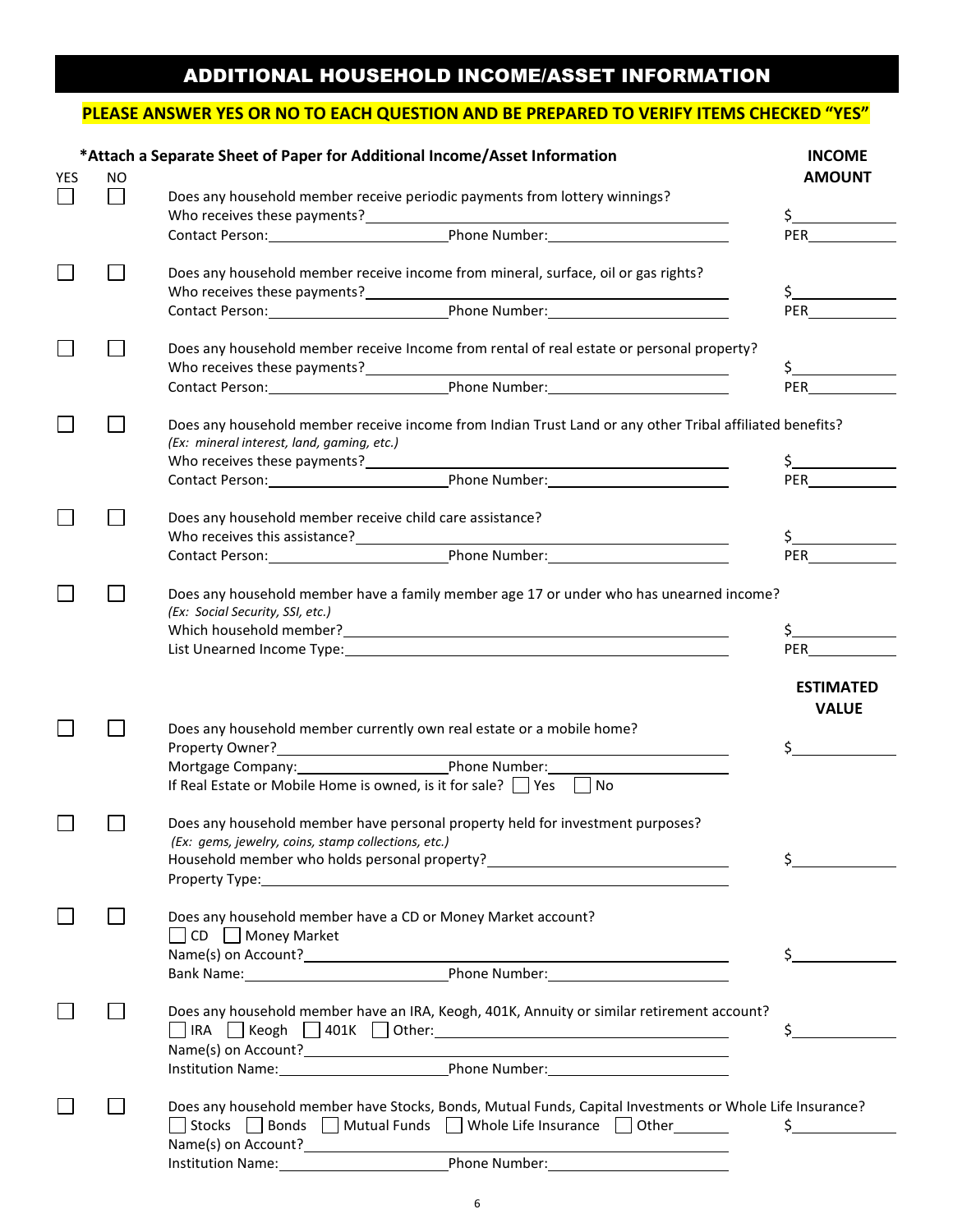# ADDITIONAL HOUSEHOLD INCOME/ASSET INFORMATION

**PLEASE ANSWER YES OR NO TO EACH QUESTION AND BE PREPARED TO VERIFY ITEMS CHECKED "YES"**

**\*Attach a Separate Sheet of Paper for Additional Income/Asset Information**

| YES | NO | | INCOME AMOUNT |
|---|---|---|---|
| ☐ | ☐ | Does any household member receive periodic payments from lottery winnings?<br>Who receives these payments?\_\_\_\_\_\_\_\_\_\_\_\_\_\_\_\_<br>Contact Person:\_\_\_\_\_\_\_\_\_\_ Phone Number:\_\_\_\_\_\_\_\_\_\_ | $\_\_\_\_\_\_\_\_<br>PER\_\_\_\_\_\_\_\_ |
| ☐ | ☐ | Does any household member receive income from mineral, surface, oil or gas rights?<br>Who receives these payments?\_\_\_\_\_\_\_\_\_\_\_\_\_\_\_\_<br>Contact Person:\_\_\_\_\_\_\_\_\_\_ Phone Number:\_\_\_\_\_\_\_\_\_\_ | $\_\_\_\_\_\_\_\_<br>PER\_\_\_\_\_\_\_\_ |
| ☐ | ☐ | Does any household member receive Income from rental of real estate or personal property?<br>Who receives these payments?\_\_\_\_\_\_\_\_\_\_\_\_\_\_\_\_<br>Contact Person:\_\_\_\_\_\_\_\_\_\_ Phone Number:\_\_\_\_\_\_\_\_\_\_ | $\_\_\_\_\_\_\_\_<br>PER\_\_\_\_\_\_\_\_ |
| ☐ | ☐ | Does any household member receive income from Indian Trust Land or any other Tribal affiliated benefits?<br>*(Ex: mineral interest, land, gaming, etc.)*<br>Who receives these payments?\_\_\_\_\_\_\_\_\_\_\_\_\_\_\_\_<br>Contact Person:\_\_\_\_\_\_\_\_\_\_ Phone Number:\_\_\_\_\_\_\_\_\_\_ | $\_\_\_\_\_\_\_\_<br>PER\_\_\_\_\_\_\_\_ |
| ☐ | ☐ | Does any household member receive child care assistance?<br>Who receives this assistance?\_\_\_\_\_\_\_\_\_\_\_\_\_\_\_\_<br>Contact Person:\_\_\_\_\_\_\_\_\_\_ Phone Number:\_\_\_\_\_\_\_\_\_\_ | $\_\_\_\_\_\_\_\_<br>PER\_\_\_\_\_\_\_\_ |
| ☐ | ☐ | Does any household member have a family member age 17 or under who has unearned income?<br>*(Ex: Social Security, SSI, etc.)*<br>Which household member?\_\_\_\_\_\_\_\_\_\_\_\_\_\_\_\_<br>List Unearned Income Type:\_\_\_\_\_\_\_\_\_\_\_\_\_\_\_\_ | $\_\_\_\_\_\_\_\_<br>PER\_\_\_\_\_\_\_\_ |

| YES | NO | | ESTIMATED VALUE |
|---|---|---|---|
| ☐ | ☐ | Does any household member currently own real estate or a mobile home?<br>Property Owner?\_\_\_\_\_\_\_\_\_\_\_\_\_\_\_\_<br>Mortgage Company:\_\_\_\_\_\_\_\_\_\_ Phone Number:\_\_\_\_\_\_\_\_\_\_<br>If Real Estate or Mobile Home is owned, is it for sale? ☐ Yes ☐ No | $\_\_\_\_\_\_\_\_ |
| ☐ | ☐ | Does any household member have personal property held for investment purposes?<br>*(Ex: gems, jewelry, coins, stamp collections, etc.)*<br>Household member who holds personal property?\_\_\_\_\_\_\_\_\_\_\_\_\_\_\_\_<br>Property Type:\_\_\_\_\_\_\_\_\_\_\_\_\_\_\_\_ | $\_\_\_\_\_\_\_\_ |
| ☐ | ☐ | Does any household member have a CD or Money Market account?<br>☐ CD ☐ Money Market<br>Name(s) on Account?\_\_\_\_\_\_\_\_\_\_\_\_\_\_\_\_<br>Bank Name:\_\_\_\_\_\_\_\_\_\_ Phone Number:\_\_\_\_\_\_\_\_\_\_ | $\_\_\_\_\_\_\_\_ |
| ☐ | ☐ | Does any household member have an IRA, Keogh, 401K, Annuity or similar retirement account?<br>☐ IRA ☐ Keogh ☐ 401K ☐ Other:\_\_\_\_\_\_\_\_\_\_<br>Name(s) on Account?\_\_\_\_\_\_\_\_\_\_\_\_\_\_\_\_<br>Institution Name:\_\_\_\_\_\_\_\_\_\_ Phone Number:\_\_\_\_\_\_\_\_\_\_ | $\_\_\_\_\_\_\_\_ |
| ☐ | ☐ | Does any household member have Stocks, Bonds, Mutual Funds, Capital Investments or Whole Life Insurance?<br>☐ Stocks ☐ Bonds ☐ Mutual Funds ☐ Whole Life Insurance ☐ Other\_\_\_\_\_\_<br>Name(s) on Account?\_\_\_\_\_\_\_\_\_\_\_\_\_\_\_\_<br>Institution Name:\_\_\_\_\_\_\_\_\_\_ Phone Number:\_\_\_\_\_\_\_\_\_\_ | $\_\_\_\_\_\_\_\_ |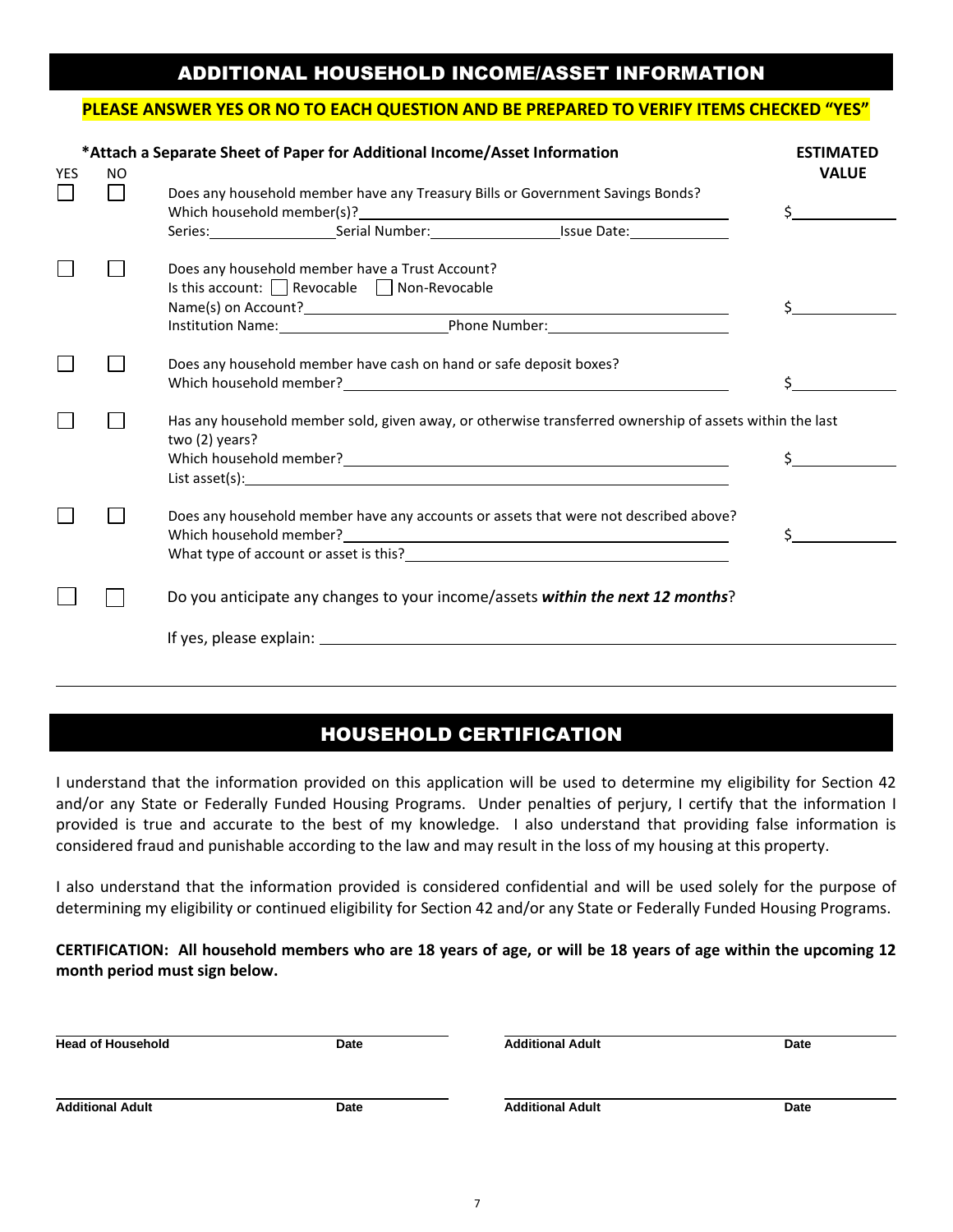## ADDITIONAL HOUSEHOLD INCOME/ASSET INFORMATION

**PLEASE ANSWER YES OR NO TO EACH QUESTION AND BE PREPARED TO VERIFY ITEMS CHECKED "YES"**

**\*Attach a Separate Sheet of Paper for Additional Income/Asset Information**

| YES | NO | | ESTIMATED VALUE |
|---|---|---|---|
| ☐ | ☐ | Does any household member have any Treasury Bills or Government Savings Bonds?<br>Which household member(s)?\_\_\_\_\_\_\_\_\_\_\_\_\_\_\_\_\_\_\_\_<br>Series:\_\_\_\_\_\_\_\_ Serial Number:\_\_\_\_\_\_\_\_ Issue Date:\_\_\_\_\_\_\_\_ | $\_\_\_\_\_\_\_\_ |
| ☐ | ☐ | Does any household member have a Trust Account?<br>Is this account: ☐ Revocable ☐ Non-Revocable<br>Name(s) on Account?\_\_\_\_\_\_\_\_\_\_\_\_\_\_\_\_\_\_\_\_<br>Institution Name:\_\_\_\_\_\_\_\_\_\_ Phone Number:\_\_\_\_\_\_\_\_\_\_ | $\_\_\_\_\_\_\_\_ |
| ☐ | ☐ | Does any household member have cash on hand or safe deposit boxes?<br>Which household member?\_\_\_\_\_\_\_\_\_\_\_\_\_\_\_\_\_\_\_\_ | $\_\_\_\_\_\_\_\_ |
| ☐ | ☐ | Has any household member sold, given away, or otherwise transferred ownership of assets within the last two (2) years?<br>Which household member?\_\_\_\_\_\_\_\_\_\_\_\_\_\_\_\_\_\_\_\_<br>List asset(s):\_\_\_\_\_\_\_\_\_\_\_\_\_\_\_\_\_\_\_\_ | $\_\_\_\_\_\_\_\_ |
| ☐ | ☐ | Does any household member have any accounts or assets that were not described above?<br>Which household member?\_\_\_\_\_\_\_\_\_\_\_\_\_\_\_\_\_\_\_\_<br>What type of account or asset is this?\_\_\_\_\_\_\_\_\_\_\_\_\_\_\_\_\_\_\_\_ | $\_\_\_\_\_\_\_\_ |
| ☐ | ☐ | Do you anticipate any changes to your income/assets ***within the next 12 months***?<br>If yes, please explain: \_\_\_\_\_\_\_\_\_\_\_\_\_\_\_\_\_\_\_\_ | |

## HOUSEHOLD CERTIFICATION

I understand that the information provided on this application will be used to determine my eligibility for Section 42 and/or any State or Federally Funded Housing Programs. Under penalties of perjury, I certify that the information I provided is true and accurate to the best of my knowledge. I also understand that providing false information is considered fraud and punishable according to the law and may result in the loss of my housing at this property.

I also understand that the information provided is considered confidential and will be used solely for the purpose of determining my eligibility or continued eligibility for Section 42 and/or any State or Federally Funded Housing Programs.

**CERTIFICATION: All household members who are 18 years of age, or will be 18 years of age within the upcoming 12 month period must sign below.**

| | | | |
|---|---|---|---|
| **Head of Household** | **Date** | **Additional Adult** | **Date** |
| **Additional Adult** | **Date** | **Additional Adult** | **Date** |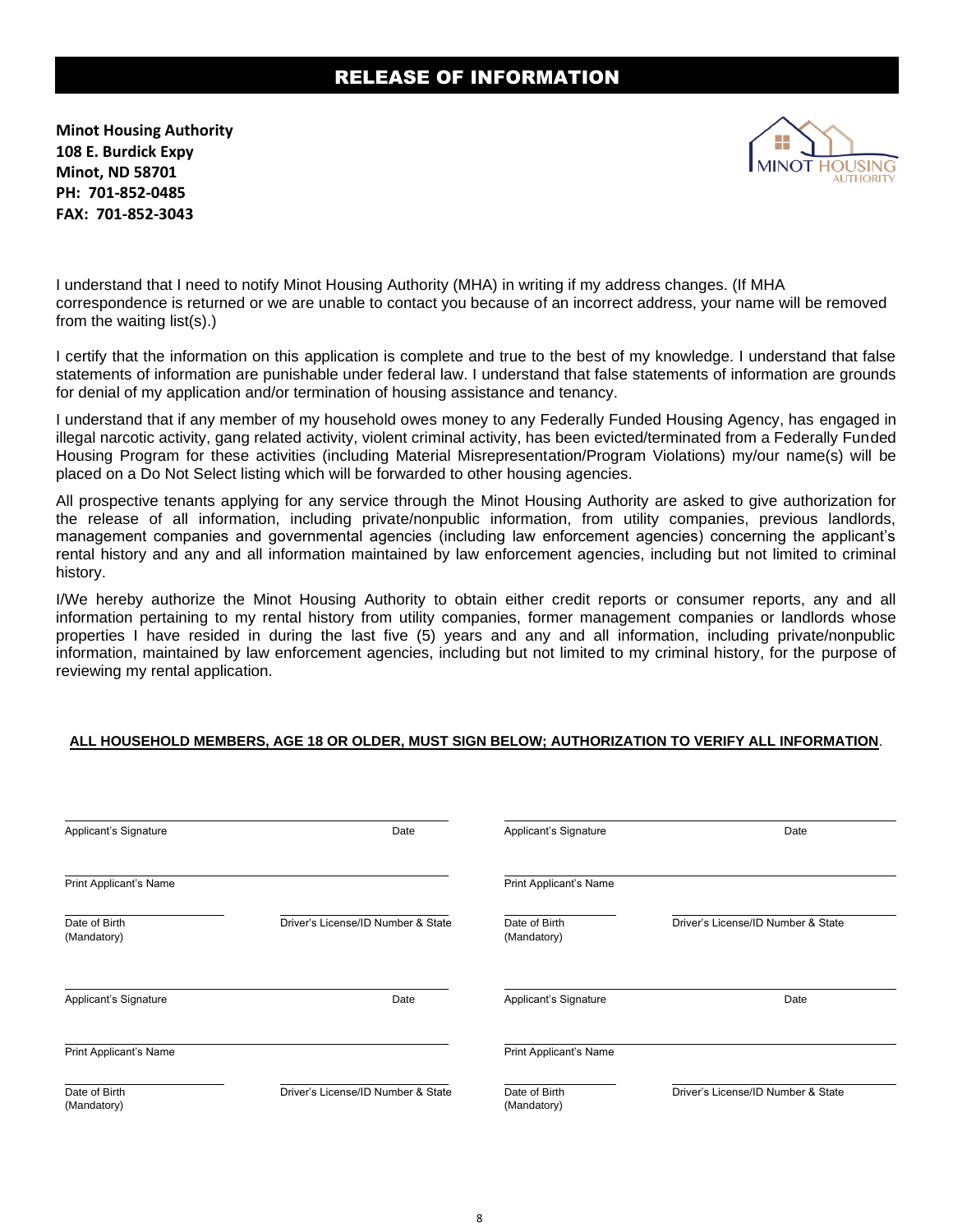# RELEASE OF INFORMATION

**Minot Housing Authority**
**108 E. Burdick Expy**
**Minot, ND 58701**
**PH: 701-852-0485**
**FAX: 701-852-3043**

MINOT HOUSING AUTHORITY

I understand that I need to notify Minot Housing Authority (MHA) in writing if my address changes. (If MHA correspondence is returned or we are unable to contact you because of an incorrect address, your name will be removed from the waiting list(s).)

I certify that the information on this application is complete and true to the best of my knowledge. I understand that false statements of information are punishable under federal law. I understand that false statements of information are grounds for denial of my application and/or termination of housing assistance and tenancy.

I understand that if any member of my household owes money to any Federally Funded Housing Agency, has engaged in illegal narcotic activity, gang related activity, violent criminal activity, has been evicted/terminated from a Federally Funded Housing Program for these activities (including Material Misrepresentation/Program Violations) my/our name(s) will be placed on a Do Not Select listing which will be forwarded to other housing agencies.

All prospective tenants applying for any service through the Minot Housing Authority are asked to give authorization for the release of all information, including private/nonpublic information, from utility companies, previous landlords, management companies and governmental agencies (including law enforcement agencies) concerning the applicant's rental history and any and all information maintained by law enforcement agencies, including but not limited to criminal history.

I/We hereby authorize the Minot Housing Authority to obtain either credit reports or consumer reports, any and all information pertaining to my rental history from utility companies, former management companies or landlords whose properties I have resided in during the last five (5) years and any and all information, including private/nonpublic information, maintained by law enforcement agencies, including but not limited to my criminal history, for the purpose of reviewing my rental application.

**ALL HOUSEHOLD MEMBERS, AGE 18 OR OLDER, MUST SIGN BELOW; AUTHORIZATION TO VERIFY ALL INFORMATION.**

_______________________________________________
Applicant's Signature                                                    Date

_______________________________________________
Print Applicant's Name

_____________________          _____________________
Date of Birth (Mandatory)          Driver's License/ID Number & State

_______________________________________________
Applicant's Signature                                                    Date

_______________________________________________
Print Applicant's Name

_____________________          _____________________
Date of Birth (Mandatory)          Driver's License/ID Number & State

_______________________________________________
Applicant's Signature                                                    Date

_______________________________________________
Print Applicant's Name

_____________________          _____________________
Date of Birth (Mandatory)          Driver's License/ID Number & State

_______________________________________________
Applicant's Signature                                                    Date

_______________________________________________
Print Applicant's Name

_____________________          _____________________
Date of Birth (Mandatory)          Driver's License/ID Number & State